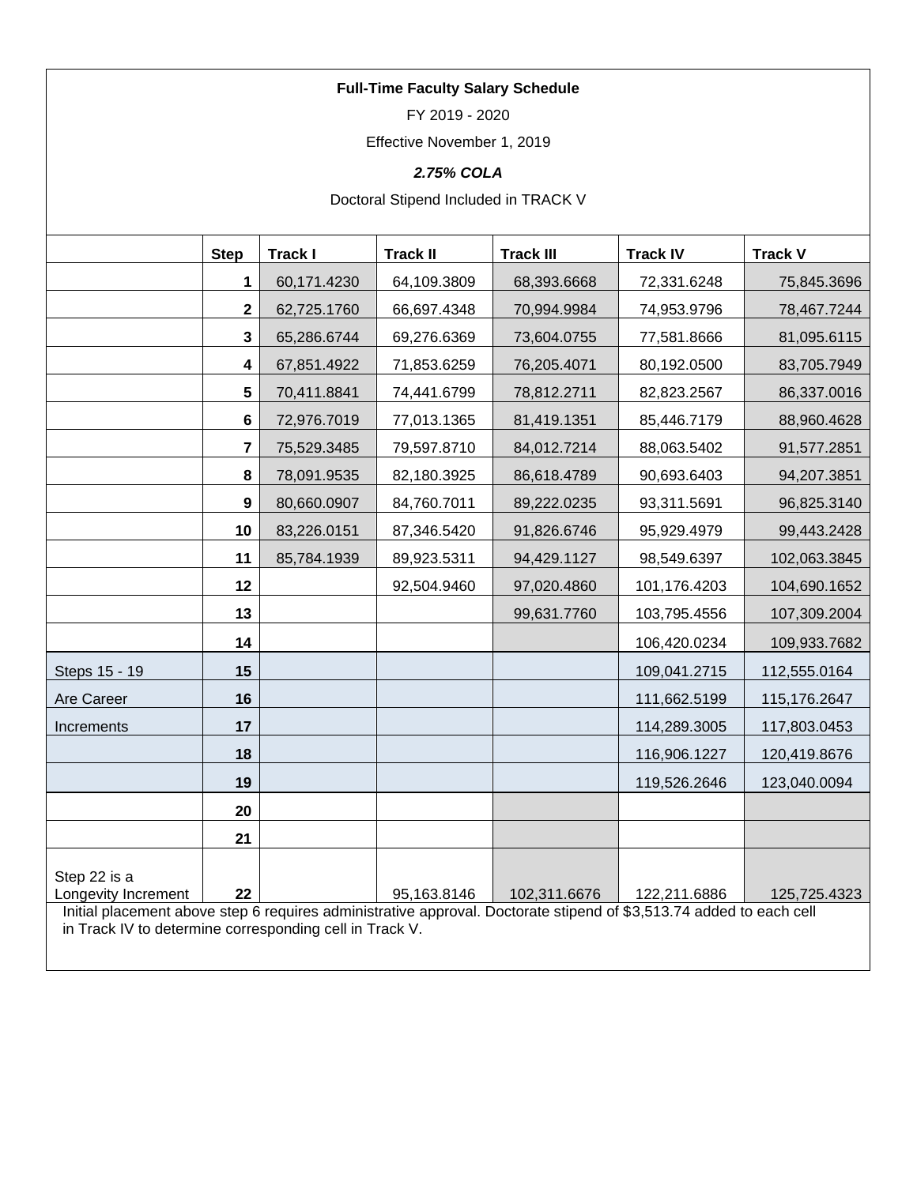**Full-Time Faculty Salary Schedule**

FY 2019 - 2020

Effective November 1, 2019

***2.75% COLA***

Doctoral Stipend Included in TRACK V

| | Step | Track I | Track II | Track III | Track IV | Track V |
|---|---|---|---|---|---|---|
| | 1 | 60,171.4230 | 64,109.3809 | 68,393.6668 | 72,331.6248 | 75,845.3696 |
| | 2 | 62,725.1760 | 66,697.4348 | 70,994.9984 | 74,953.9796 | 78,467.7244 |
| | 3 | 65,286.6744 | 69,276.6369 | 73,604.0755 | 77,581.8666 | 81,095.6115 |
| | 4 | 67,851.4922 | 71,853.6259 | 76,205.4071 | 80,192.0500 | 83,705.7949 |
| | 5 | 70,411.8841 | 74,441.6799 | 78,812.2711 | 82,823.2567 | 86,337.0016 |
| | 6 | 72,976.7019 | 77,013.1365 | 81,419.1351 | 85,446.7179 | 88,960.4628 |
| | 7 | 75,529.3485 | 79,597.8710 | 84,012.7214 | 88,063.5402 | 91,577.2851 |
| | 8 | 78,091.9535 | 82,180.3925 | 86,618.4789 | 90,693.6403 | 94,207.3851 |
| | 9 | 80,660.0907 | 84,760.7011 | 89,222.0235 | 93,311.5691 | 96,825.3140 |
| | 10 | 83,226.0151 | 87,346.5420 | 91,826.6746 | 95,929.4979 | 99,443.2428 |
| | 11 | 85,784.1939 | 89,923.5311 | 94,429.1127 | 98,549.6397 | 102,063.3845 |
| | 12 | | 92,504.9460 | 97,020.4860 | 101,176.4203 | 104,690.1652 |
| | 13 | | | 99,631.7760 | 103,795.4556 | 107,309.2004 |
| | 14 | | | | 106,420.0234 | 109,933.7682 |
| Steps 15 - 19 | 15 | | | | 109,041.2715 | 112,555.0164 |
| Are Career | 16 | | | | 111,662.5199 | 115,176.2647 |
| Increments | 17 | | | | 114,289.3005 | 117,803.0453 |
| | 18 | | | | 116,906.1227 | 120,419.8676 |
| | 19 | | | | 119,526.2646 | 123,040.0094 |
| | 20 | | | | | |
| | 21 | | | | | |
| Step 22 is a Longevity Increment | 22 | | 95,163.8146 | 102,311.6676 | 122,211.6886 | 125,725.4323 |

Initial placement above step 6 requires administrative approval. Doctorate stipend of $3,513.74 added to each cell in Track IV to determine corresponding cell in Track V.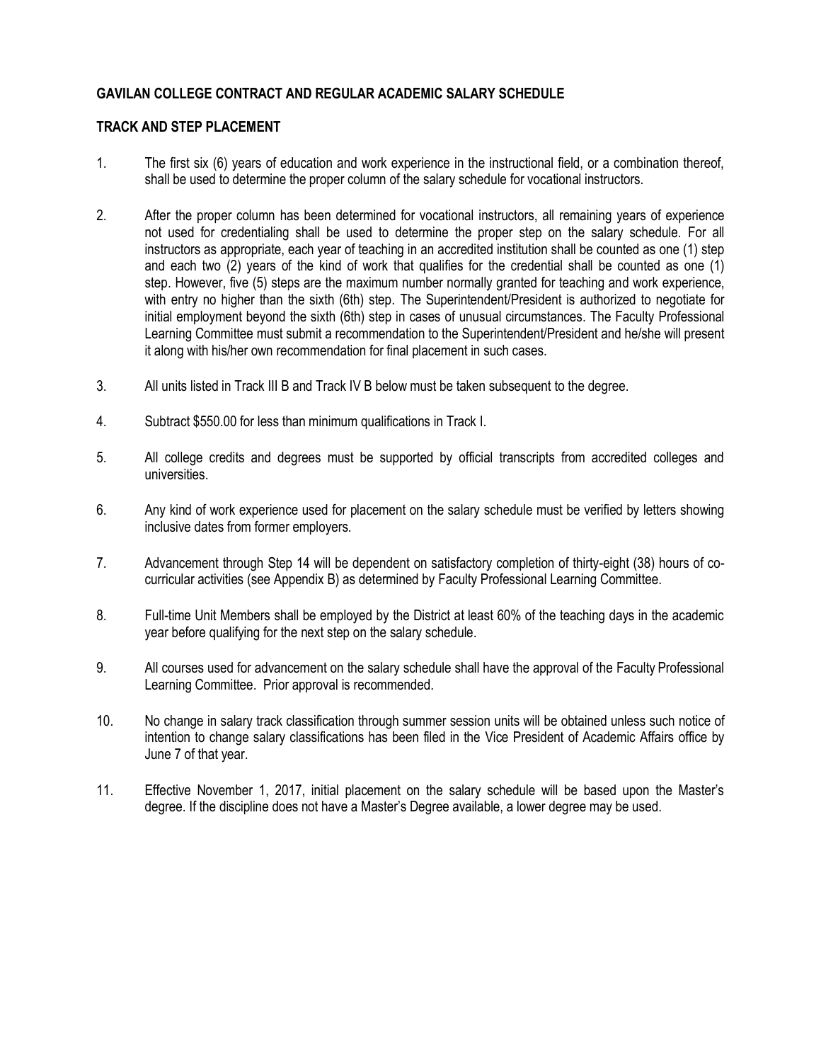## GAVILAN COLLEGE CONTRACT AND REGULAR ACADEMIC SALARY SCHEDULE

### TRACK AND STEP PLACEMENT

1. The first six (6) years of education and work experience in the instructional field, or a combination thereof, shall be used to determine the proper column of the salary schedule for vocational instructors.

2. After the proper column has been determined for vocational instructors, all remaining years of experience not used for credentialing shall be used to determine the proper step on the salary schedule. For all instructors as appropriate, each year of teaching in an accredited institution shall be counted as one (1) step and each two (2) years of the kind of work that qualifies for the credential shall be counted as one (1) step. However, five (5) steps are the maximum number normally granted for teaching and work experience, with entry no higher than the sixth (6th) step. The Superintendent/President is authorized to negotiate for initial employment beyond the sixth (6th) step in cases of unusual circumstances. The Faculty Professional Learning Committee must submit a recommendation to the Superintendent/President and he/she will present it along with his/her own recommendation for final placement in such cases.

3. All units listed in Track III B and Track IV B below must be taken subsequent to the degree.

4. Subtract $550.00 for less than minimum qualifications in Track I.

5. All college credits and degrees must be supported by official transcripts from accredited colleges and universities.

6. Any kind of work experience used for placement on the salary schedule must be verified by letters showing inclusive dates from former employers.

7. Advancement through Step 14 will be dependent on satisfactory completion of thirty-eight (38) hours of co-curricular activities (see Appendix B) as determined by Faculty Professional Learning Committee.

8. Full-time Unit Members shall be employed by the District at least 60% of the teaching days in the academic year before qualifying for the next step on the salary schedule.

9. All courses used for advancement on the salary schedule shall have the approval of the Faculty Professional Learning Committee. Prior approval is recommended.

10. No change in salary track classification through summer session units will be obtained unless such notice of intention to change salary classifications has been filed in the Vice President of Academic Affairs office by June 7 of that year.

11. Effective November 1, 2017, initial placement on the salary schedule will be based upon the Master's degree. If the discipline does not have a Master's Degree available, a lower degree may be used.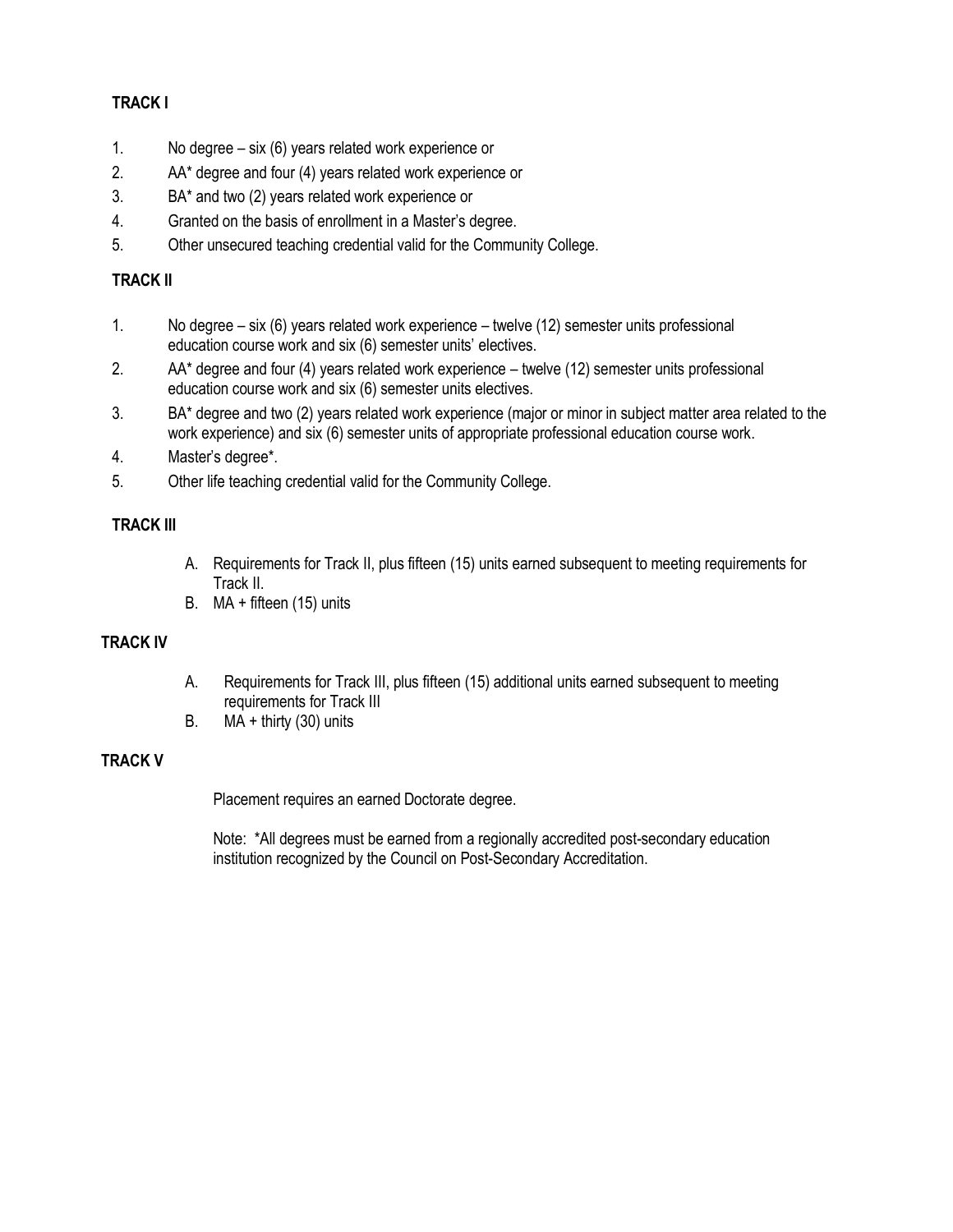**TRACK I**

1. No degree – six (6) years related work experience or
2. AA* degree and four (4) years related work experience or
3. BA* and two (2) years related work experience or
4. Granted on the basis of enrollment in a Master's degree.
5. Other unsecured teaching credential valid for the Community College.

**TRACK II**

1. No degree – six (6) years related work experience – twelve (12) semester units professional education course work and six (6) semester units' electives.
2. AA* degree and four (4) years related work experience – twelve (12) semester units professional education course work and six (6) semester units electives.
3. BA* degree and two (2) years related work experience (major or minor in subject matter area related to the work experience) and six (6) semester units of appropriate professional education course work.
4. Master's degree*.
5. Other life teaching credential valid for the Community College.

**TRACK III**

A. Requirements for Track II, plus fifteen (15) units earned subsequent to meeting requirements for Track II.
B. MA + fifteen (15) units

**TRACK IV**

A. Requirements for Track III, plus fifteen (15) additional units earned subsequent to meeting requirements for Track III
B. MA + thirty (30) units

**TRACK V**

Placement requires an earned Doctorate degree.

Note: *All degrees must be earned from a regionally accredited post-secondary education institution recognized by the Council on Post-Secondary Accreditation.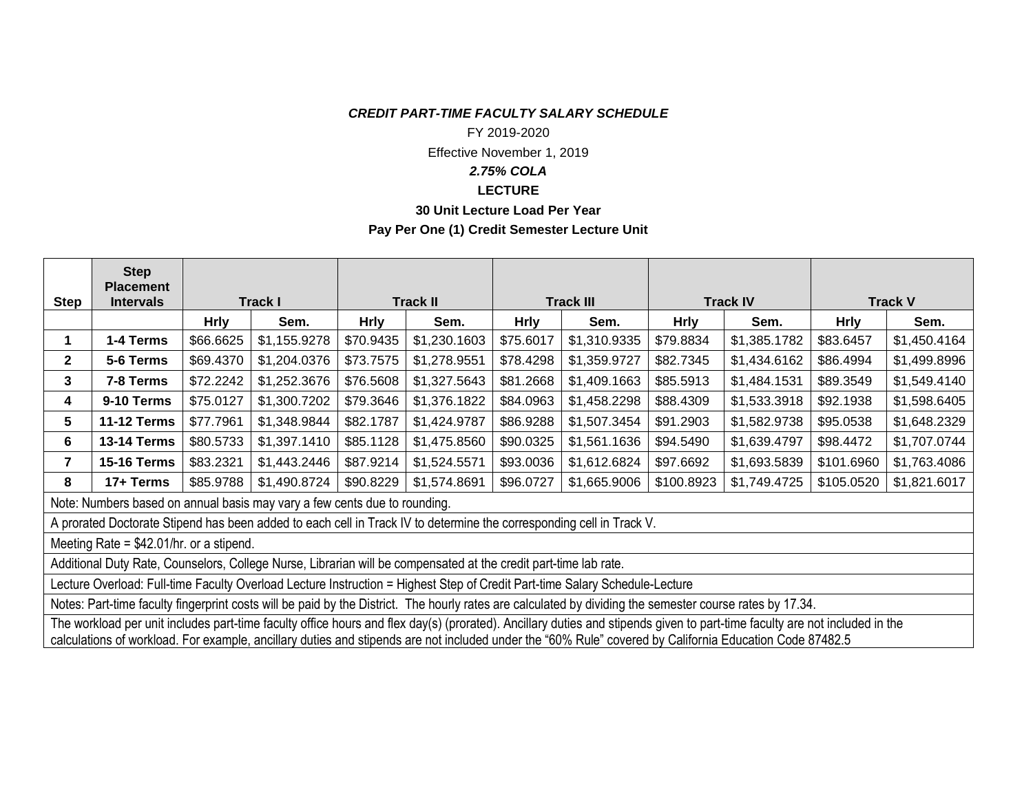***CREDIT PART-TIME FACULTY SALARY SCHEDULE***

FY 2019-2020

Effective November 1, 2019

***2.75% COLA***

**LECTURE**

**30 Unit Lecture Load Per Year**

**Pay Per One (1) Credit Semester Lecture Unit**

| **Step** | **Step Placement Intervals** | **Track I** | | **Track II** | | **Track III** | | **Track IV** | | **Track V** | |
|---|---|---|---|---|---|---|---|---|---|---|---|
| | | **Hrly** | **Sem.** | **Hrly** | **Sem.** | **Hrly** | **Sem.** | **Hrly** | **Sem.** | **Hrly** | **Sem.** |
| **1** | **1-4 Terms** | $66.6625 | $1,155.9278 | $70.9435 | $1,230.1603 | $75.6017 | $1,310.9335 | $79.8834 | $1,385.1782 | $83.6457 | $1,450.4164 |
| **2** | **5-6 Terms** | $69.4370 | $1,204.0376 | $73.7575 | $1,278.9551 | $78.4298 | $1,359.9727 | $82.7345 | $1,434.6162 | $86.4994 | $1,499.8996 |
| **3** | **7-8 Terms** | $72.2242 | $1,252.3676 | $76.5608 | $1,327.5643 | $81.2668 | $1,409.1663 | $85.5913 | $1,484.1531 | $89.3549 | $1,549.4140 |
| **4** | **9-10 Terms** | $75.0127 | $1,300.7202 | $79.3646 | $1,376.1822 | $84.0963 | $1,458.2298 | $88.4309 | $1,533.3918 | $92.1938 | $1,598.6405 |
| **5** | **11-12 Terms** | $77.7961 | $1,348.9844 | $82.1787 | $1,424.9787 | $86.9288 | $1,507.3454 | $91.2903 | $1,582.9738 | $95.0538 | $1,648.2329 |
| **6** | **13-14 Terms** | $80.5733 | $1,397.1410 | $85.1128 | $1,475.8560 | $90.0325 | $1,561.1636 | $94.5490 | $1,639.4797 | $98.4472 | $1,707.0744 |
| **7** | **15-16 Terms** | $83.2321 | $1,443.2446 | $87.9214 | $1,524.5571 | $93.0036 | $1,612.6824 | $97.6692 | $1,693.5839 | $101.6960 | $1,763.4086 |
| **8** | **17+ Terms** | $85.9788 | $1,490.8724 | $90.8229 | $1,574.8691 | $96.0727 | $1,665.9006 | $100.8923 | $1,749.4725 | $105.0520 | $1,821.6017 |

Note: Numbers based on annual basis may vary a few cents due to rounding.

A prorated Doctorate Stipend has been added to each cell in Track IV to determine the corresponding cell in Track V.

Meeting Rate = $42.01/hr. or a stipend.

Additional Duty Rate, Counselors, College Nurse, Librarian will be compensated at the credit part-time lab rate.

Lecture Overload: Full-time Faculty Overload Lecture Instruction = Highest Step of Credit Part-time Salary Schedule-Lecture

Notes: Part-time faculty fingerprint costs will be paid by the District. The hourly rates are calculated by dividing the semester course rates by 17.34.

The workload per unit includes part-time faculty office hours and flex day(s) (prorated). Ancillary duties and stipends given to part-time faculty are not included in the calculations of workload. For example, ancillary duties and stipends are not included under the "60% Rule" covered by California Education Code 87482.5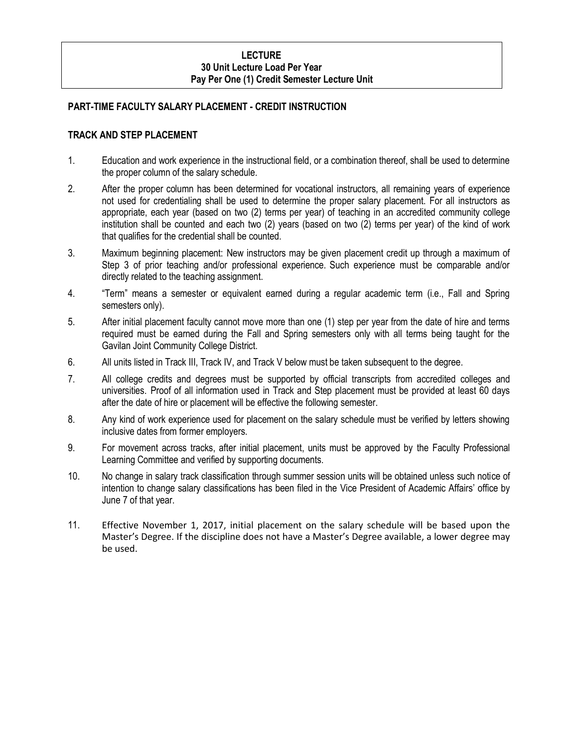**LECTURE**
**30 Unit Lecture Load Per Year**
**Pay Per One (1) Credit Semester Lecture Unit**

## PART-TIME FACULTY SALARY PLACEMENT - CREDIT INSTRUCTION

### TRACK AND STEP PLACEMENT

1. Education and work experience in the instructional field, or a combination thereof, shall be used to determine the proper column of the salary schedule.
2. After the proper column has been determined for vocational instructors, all remaining years of experience not used for credentialing shall be used to determine the proper salary placement. For all instructors as appropriate, each year (based on two (2) terms per year) of teaching in an accredited community college institution shall be counted and each two (2) years (based on two (2) terms per year) of the kind of work that qualifies for the credential shall be counted.
3. Maximum beginning placement: New instructors may be given placement credit up through a maximum of Step 3 of prior teaching and/or professional experience. Such experience must be comparable and/or directly related to the teaching assignment.
4. "Term" means a semester or equivalent earned during a regular academic term (i.e., Fall and Spring semesters only).
5. After initial placement faculty cannot move more than one (1) step per year from the date of hire and terms required must be earned during the Fall and Spring semesters only with all terms being taught for the Gavilan Joint Community College District.
6. All units listed in Track III, Track IV, and Track V below must be taken subsequent to the degree.
7. All college credits and degrees must be supported by official transcripts from accredited colleges and universities. Proof of all information used in Track and Step placement must be provided at least 60 days after the date of hire or placement will be effective the following semester.
8. Any kind of work experience used for placement on the salary schedule must be verified by letters showing inclusive dates from former employers.
9. For movement across tracks, after initial placement, units must be approved by the Faculty Professional Learning Committee and verified by supporting documents.
10. No change in salary track classification through summer session units will be obtained unless such notice of intention to change salary classifications has been filed in the Vice President of Academic Affairs' office by June 7 of that year.
11. Effective November 1, 2017, initial placement on the salary schedule will be based upon the Master's Degree. If the discipline does not have a Master's Degree available, a lower degree may be used.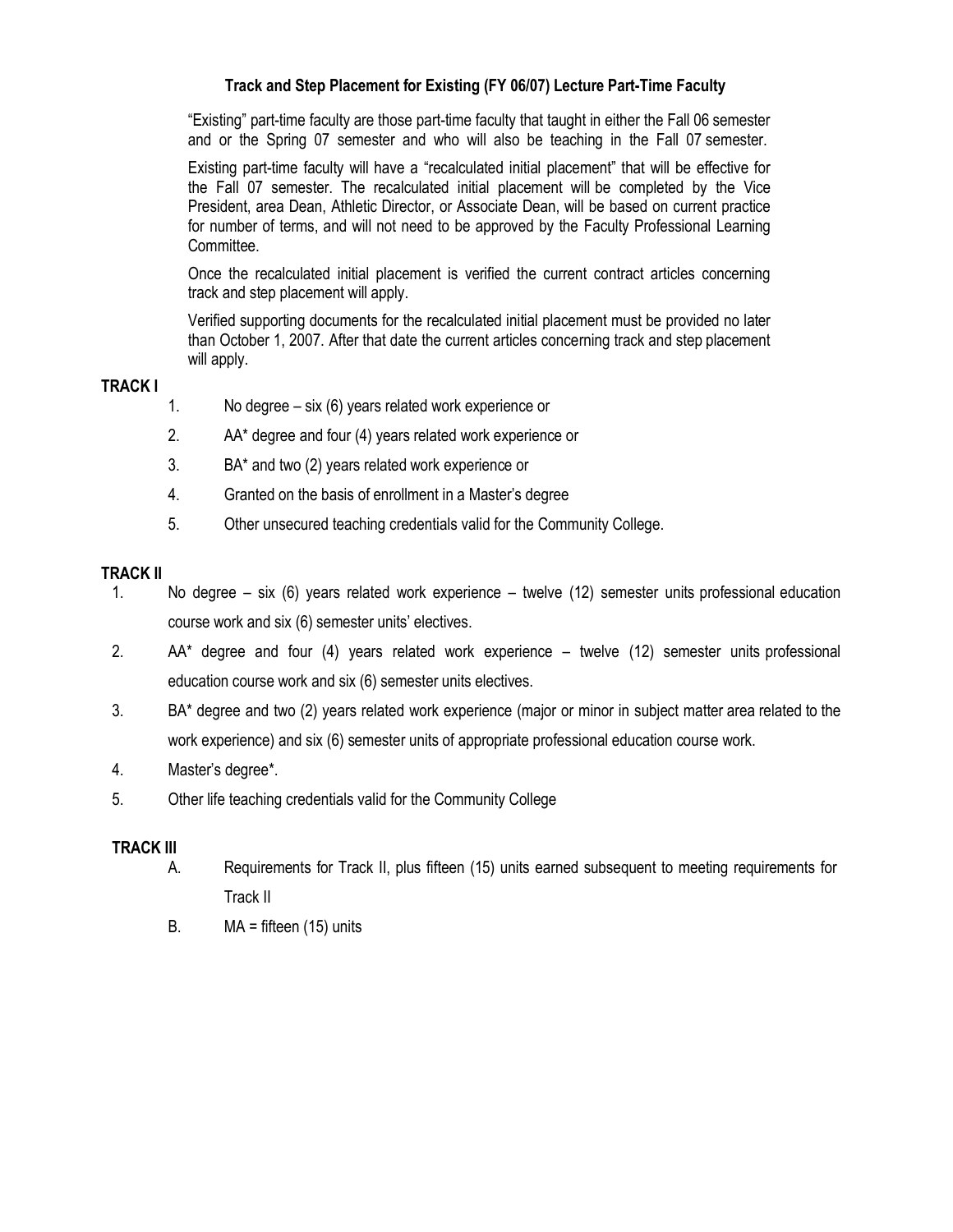## Track and Step Placement for Existing (FY 06/07) Lecture Part-Time Faculty

"Existing" part-time faculty are those part-time faculty that taught in either the Fall 06 semester and or the Spring 07 semester and who will also be teaching in the Fall 07 semester.

Existing part-time faculty will have a "recalculated initial placement" that will be effective for the Fall 07 semester. The recalculated initial placement will be completed by the Vice President, area Dean, Athletic Director, or Associate Dean, will be based on current practice for number of terms, and will not need to be approved by the Faculty Professional Learning Committee.

Once the recalculated initial placement is verified the current contract articles concerning track and step placement will apply.

Verified supporting documents for the recalculated initial placement must be provided no later than October 1, 2007. After that date the current articles concerning track and step placement will apply.

### TRACK I

1. No degree – six (6) years related work experience or
2. AA* degree and four (4) years related work experience or
3. BA* and two (2) years related work experience or
4. Granted on the basis of enrollment in a Master's degree
5. Other unsecured teaching credentials valid for the Community College.

### TRACK II

1. No degree – six (6) years related work experience – twelve (12) semester units professional education course work and six (6) semester units' electives.
2. AA* degree and four (4) years related work experience – twelve (12) semester units professional education course work and six (6) semester units electives.
3. BA* degree and two (2) years related work experience (major or minor in subject matter area related to the work experience) and six (6) semester units of appropriate professional education course work.
4. Master's degree*.
5. Other life teaching credentials valid for the Community College

### TRACK III

A. Requirements for Track II, plus fifteen (15) units earned subsequent to meeting requirements for Track II

B. MA = fifteen (15) units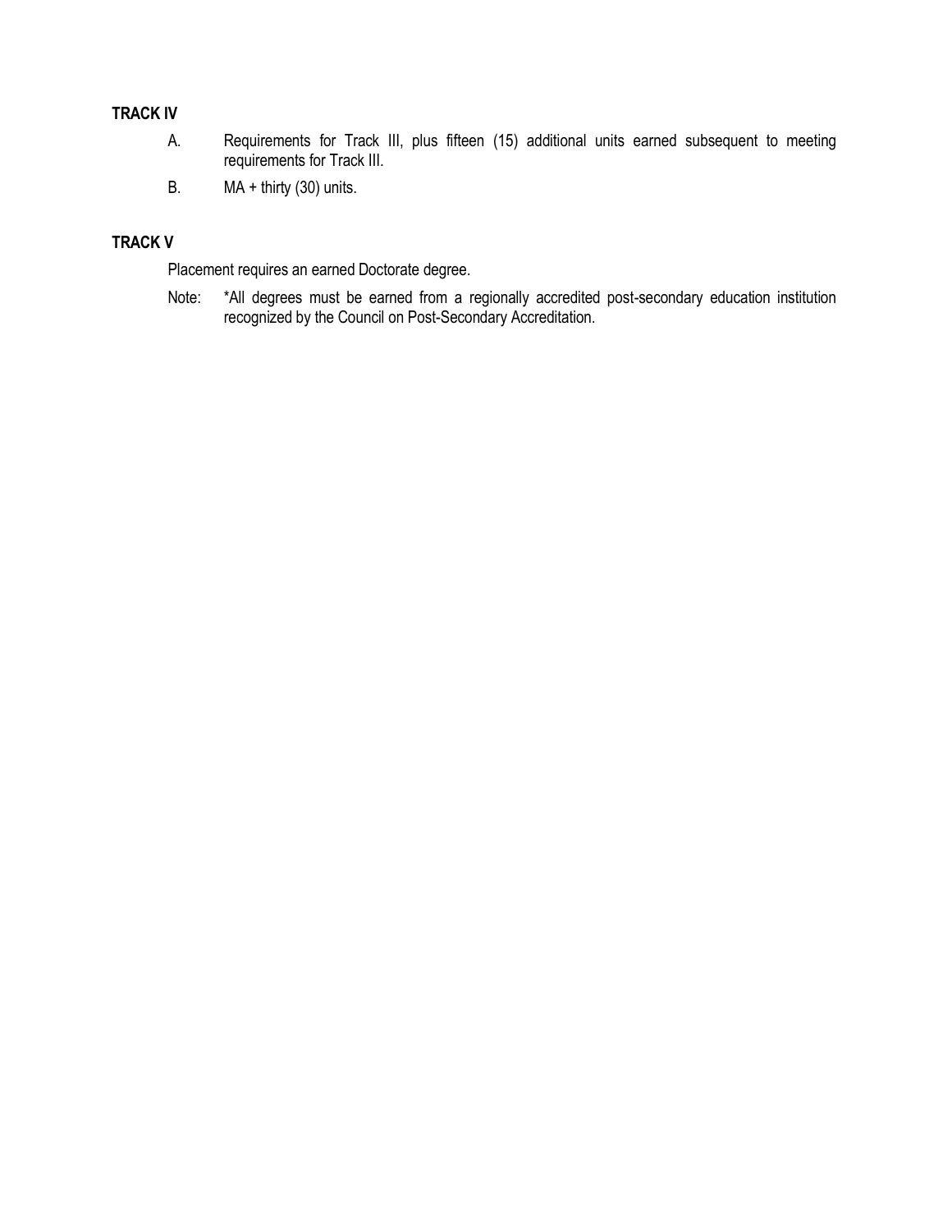**TRACK IV**

A. Requirements for Track III, plus fifteen (15) additional units earned subsequent to meeting requirements for Track III.

B. MA + thirty (30) units.

**TRACK V**

Placement requires an earned Doctorate degree.

Note: *All degrees must be earned from a regionally accredited post-secondary education institution recognized by the Council on Post-Secondary Accreditation.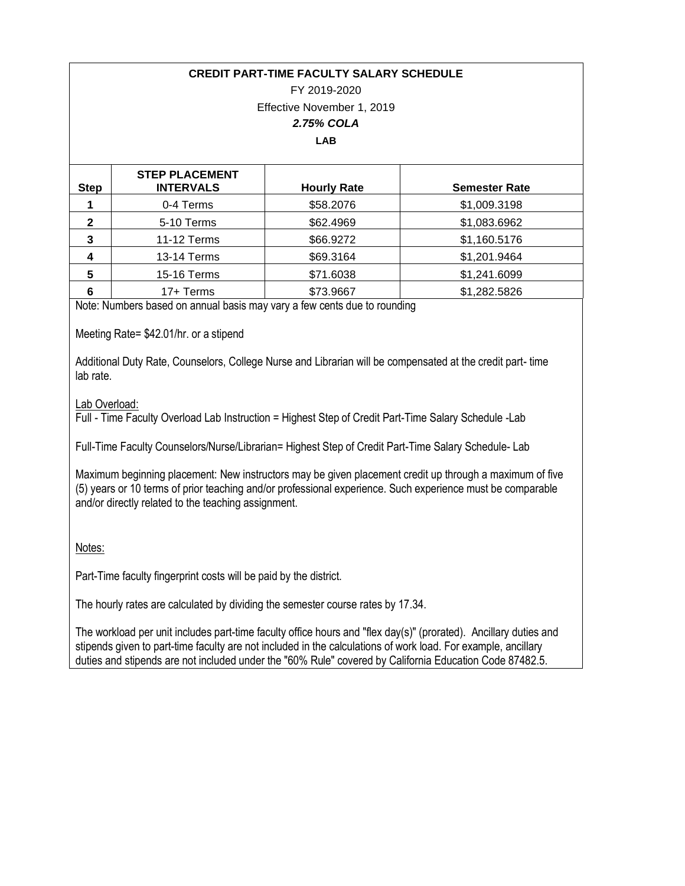**CREDIT PART-TIME FACULTY SALARY SCHEDULE**

FY 2019-2020

Effective November 1, 2019

***2.75% COLA***

**LAB**

| Step | STEP PLACEMENT INTERVALS | Hourly Rate | Semester Rate |
|---|---|---|---|
| **1** | 0-4 Terms | $58.2076 | $1,009.3198 |
| **2** | 5-10 Terms | $62.4969 | $1,083.6962 |
| **3** | 11-12 Terms | $66.9272 | $1,160.5176 |
| **4** | 13-14 Terms | $69.3164 | $1,201.9464 |
| **5** | 15-16 Terms | $71.6038 | $1,241.6099 |
| **6** | 17+ Terms | $73.9667 | $1,282.5826 |

Note: Numbers based on annual basis may vary a few cents due to rounding

Meeting Rate= $42.01/hr. or a stipend

Additional Duty Rate, Counselors, College Nurse and Librarian will be compensated at the credit part- time lab rate.

Lab Overload:

Full - Time Faculty Overload Lab Instruction = Highest Step of Credit Part-Time Salary Schedule -Lab

Full-Time Faculty Counselors/Nurse/Librarian= Highest Step of Credit Part-Time Salary Schedule- Lab

Maximum beginning placement: New instructors may be given placement credit up through a maximum of five (5) years or 10 terms of prior teaching and/or professional experience. Such experience must be comparable and/or directly related to the teaching assignment.

Notes:

Part-Time faculty fingerprint costs will be paid by the district.

The hourly rates are calculated by dividing the semester course rates by 17.34.

The workload per unit includes part-time faculty office hours and "flex day(s)" (prorated). Ancillary duties and stipends given to part-time faculty are not included in the calculations of work load. For example, ancillary duties and stipends are not included under the "60% Rule" covered by California Education Code 87482.5.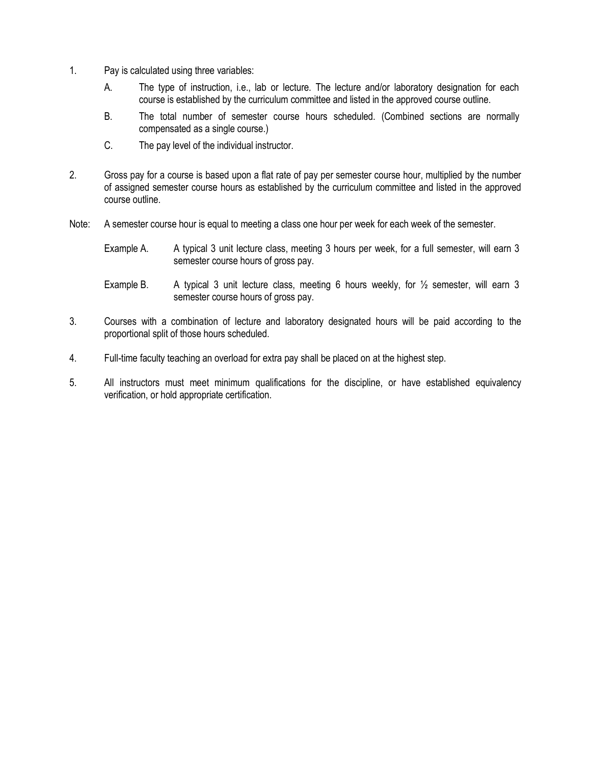1. Pay is calculated using three variables:

   A. The type of instruction, i.e., lab or lecture. The lecture and/or laboratory designation for each course is established by the curriculum committee and listed in the approved course outline.

   B. The total number of semester course hours scheduled. (Combined sections are normally compensated as a single course.)

   C. The pay level of the individual instructor.

2. Gross pay for a course is based upon a flat rate of pay per semester course hour, multiplied by the number of assigned semester course hours as established by the curriculum committee and listed in the approved course outline.

Note: A semester course hour is equal to meeting a class one hour per week for each week of the semester.

> Example A. A typical 3 unit lecture class, meeting 3 hours per week, for a full semester, will earn 3 semester course hours of gross pay.
>
> Example B. A typical 3 unit lecture class, meeting 6 hours weekly, for ½ semester, will earn 3 semester course hours of gross pay.

3. Courses with a combination of lecture and laboratory designated hours will be paid according to the proportional split of those hours scheduled.

4. Full-time faculty teaching an overload for extra pay shall be placed on at the highest step.

5. All instructors must meet minimum qualifications for the discipline, or have established equivalency verification, or hold appropriate certification.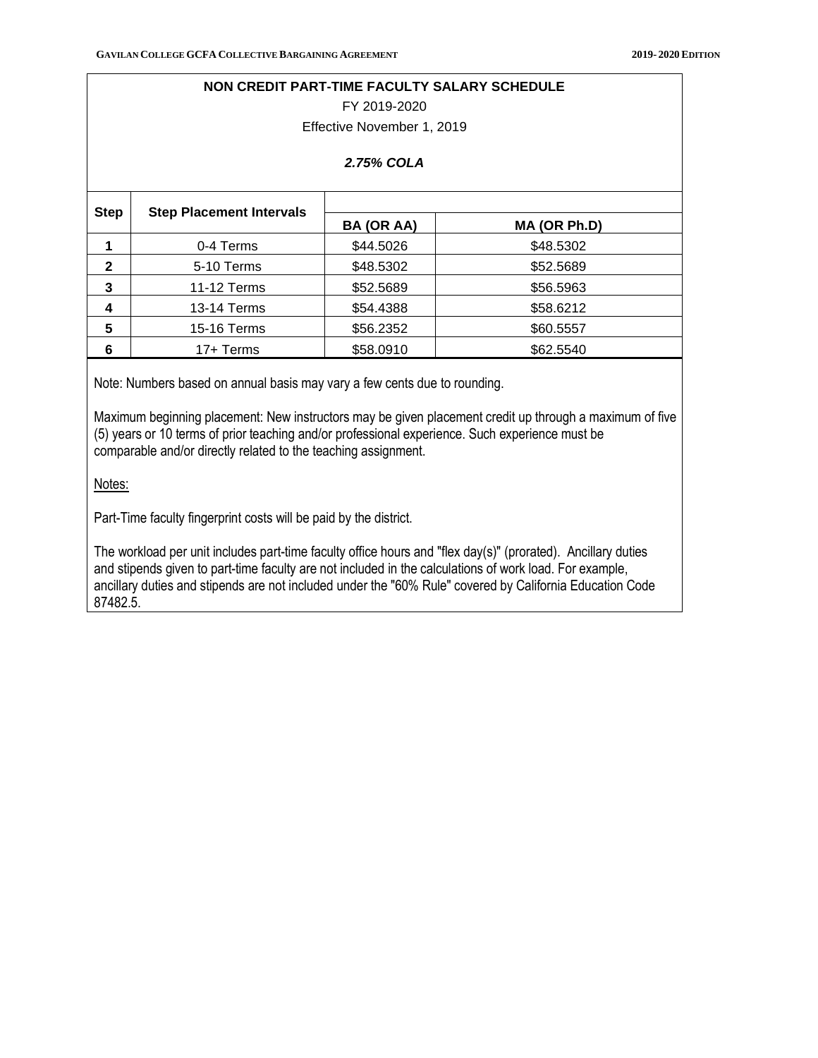## NON CREDIT PART-TIME FACULTY SALARY SCHEDULE

FY 2019-2020

Effective November 1, 2019

***2.75% COLA***

| Step | Step Placement Intervals | BA (OR AA) | MA (OR Ph.D) |
|---|---|---|---|
| 1 | 0-4 Terms | $44.5026 | $48.5302 |
| 2 | 5-10 Terms | $48.5302 | $52.5689 |
| 3 | 11-12 Terms | $52.5689 | $56.5963 |
| 4 | 13-14 Terms | $54.4388 | $58.6212 |
| 5 | 15-16 Terms | $56.2352 | $60.5557 |
| 6 | 17+ Terms | $58.0910 | $62.5540 |

Note: Numbers based on annual basis may vary a few cents due to rounding.

Maximum beginning placement: New instructors may be given placement credit up through a maximum of five (5) years or 10 terms of prior teaching and/or professional experience. Such experience must be comparable and/or directly related to the teaching assignment.

<u>Notes:</u>

Part-Time faculty fingerprint costs will be paid by the district.

The workload per unit includes part-time faculty office hours and "flex day(s)" (prorated). Ancillary duties and stipends given to part-time faculty are not included in the calculations of work load. For example, ancillary duties and stipends are not included under the "60% Rule" covered by California Education Code 87482.5.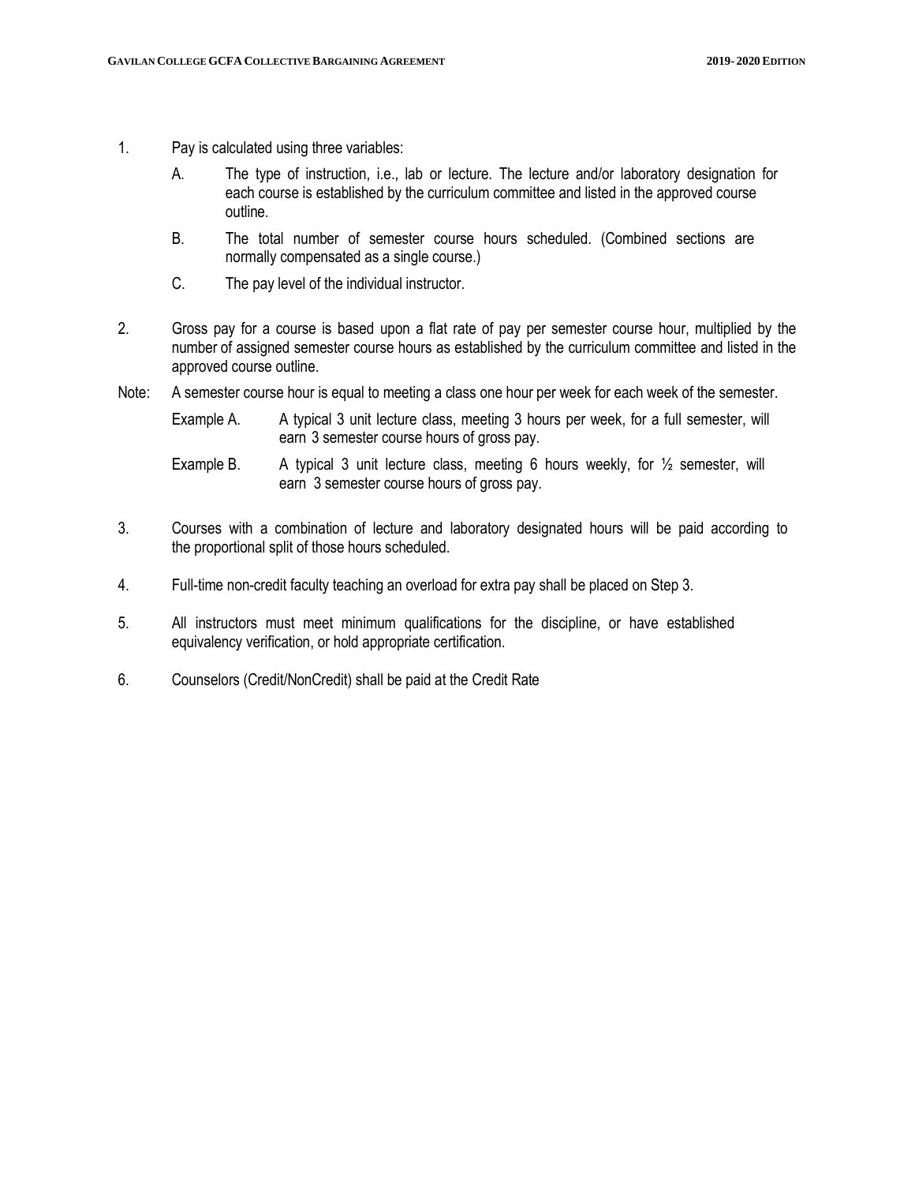1. Pay is calculated using three variables:

   A. The type of instruction, i.e., lab or lecture. The lecture and/or laboratory designation for each course is established by the curriculum committee and listed in the approved course outline.

   B. The total number of semester course hours scheduled. (Combined sections are normally compensated as a single course.)

   C. The pay level of the individual instructor.

2. Gross pay for a course is based upon a flat rate of pay per semester course hour, multiplied by the number of assigned semester course hours as established by the curriculum committee and listed in the approved course outline.

Note: A semester course hour is equal to meeting a class one hour per week for each week of the semester.

Example A. A typical 3 unit lecture class, meeting 3 hours per week, for a full semester, will earn 3 semester course hours of gross pay.

Example B. A typical 3 unit lecture class, meeting 6 hours weekly, for ½ semester, will earn 3 semester course hours of gross pay.

3. Courses with a combination of lecture and laboratory designated hours will be paid according to the proportional split of those hours scheduled.

4. Full-time non-credit faculty teaching an overload for extra pay shall be placed on Step 3.

5. All instructors must meet minimum qualifications for the discipline, or have established equivalency verification, or hold appropriate certification.

6. Counselors (Credit/NonCredit) shall be paid at the Credit Rate